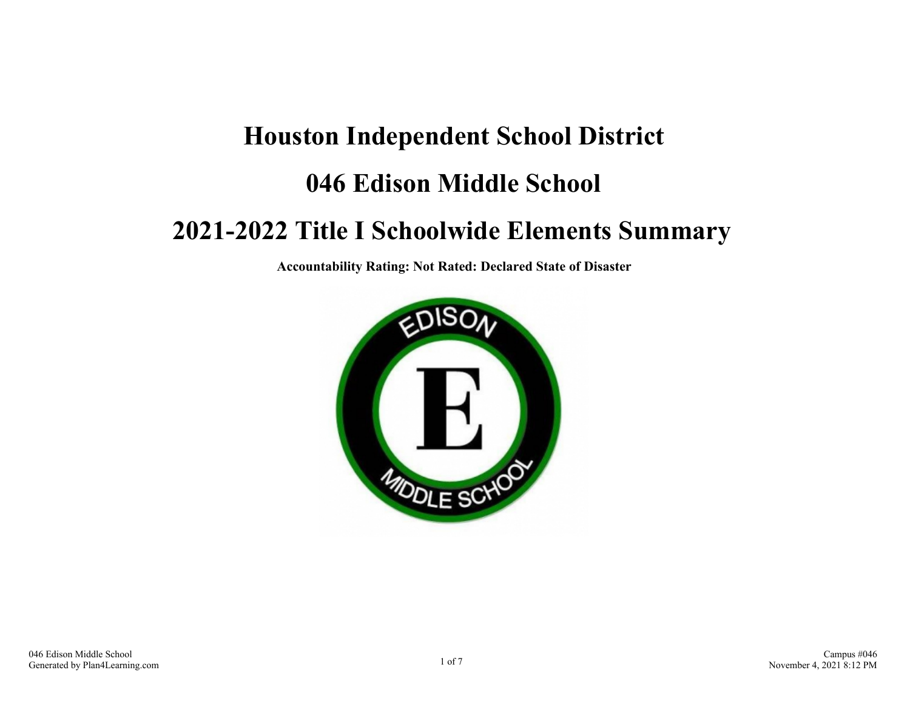# Houston Independent School District

# 046 Edison Middle School

# 2021-2022 Title I Schoolwide Elements Summary

**Accountability Rating: Not Rated: Declared State of Disaster**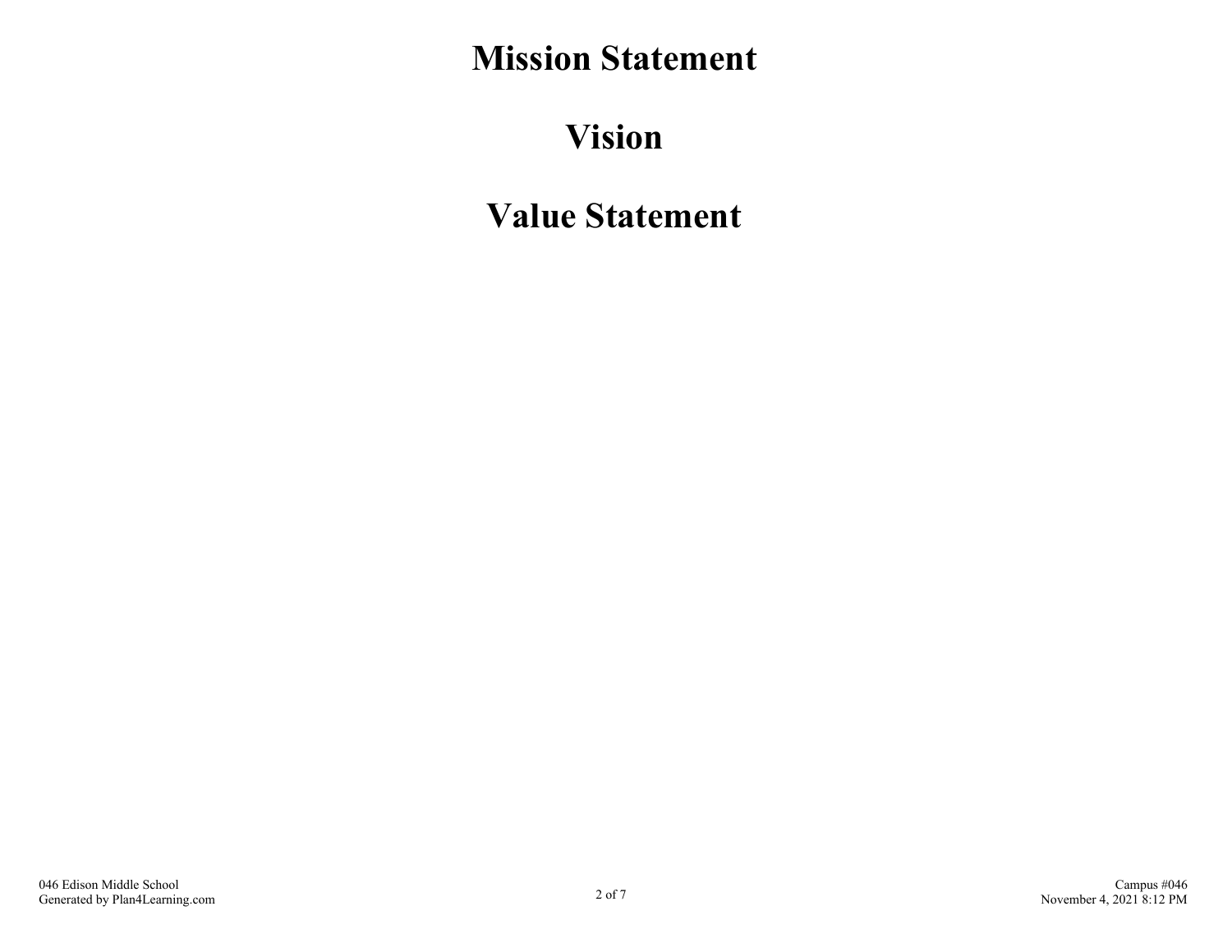# Mission Statement

# Vision

# Value Statement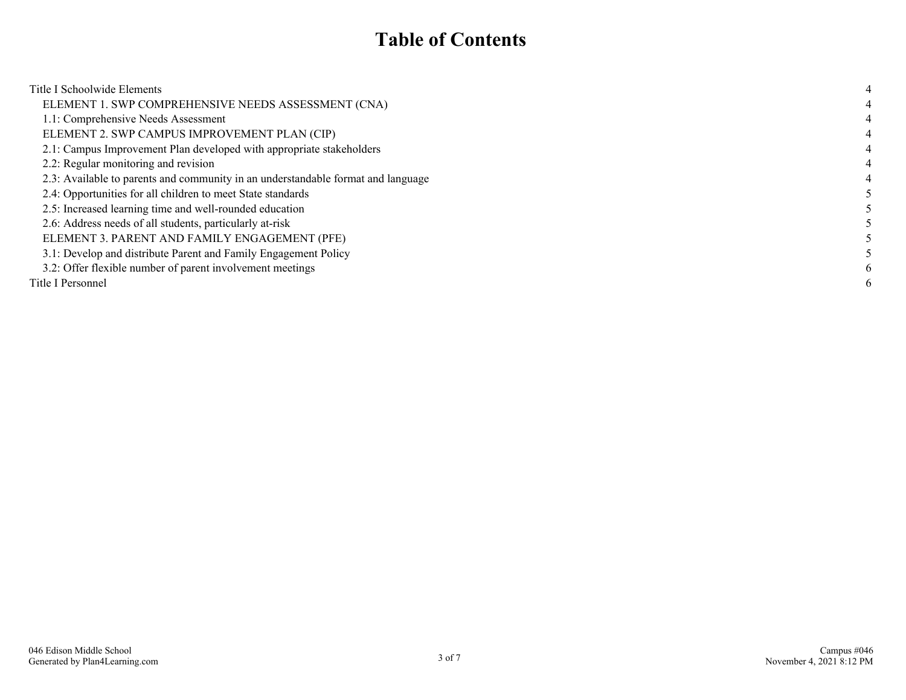# Table of Contents

| | |
|---|---|
| Title I Schoolwide Elements | 4 |
| ELEMENT 1. SWP COMPREHENSIVE NEEDS ASSESSMENT (CNA) | 4 |
| 1.1: Comprehensive Needs Assessment | 4 |
| ELEMENT 2. SWP CAMPUS IMPROVEMENT PLAN (CIP) | 4 |
| 2.1: Campus Improvement Plan developed with appropriate stakeholders | 4 |
| 2.2: Regular monitoring and revision | 4 |
| 2.3: Available to parents and community in an understandable format and language | 4 |
| 2.4: Opportunities for all children to meet State standards | 5 |
| 2.5: Increased learning time and well-rounded education | 5 |
| 2.6: Address needs of all students, particularly at-risk | 5 |
| ELEMENT 3. PARENT AND FAMILY ENGAGEMENT (PFE) | 5 |
| 3.1: Develop and distribute Parent and Family Engagement Policy | 5 |
| 3.2: Offer flexible number of parent involvement meetings | 6 |
| Title I Personnel | 6 |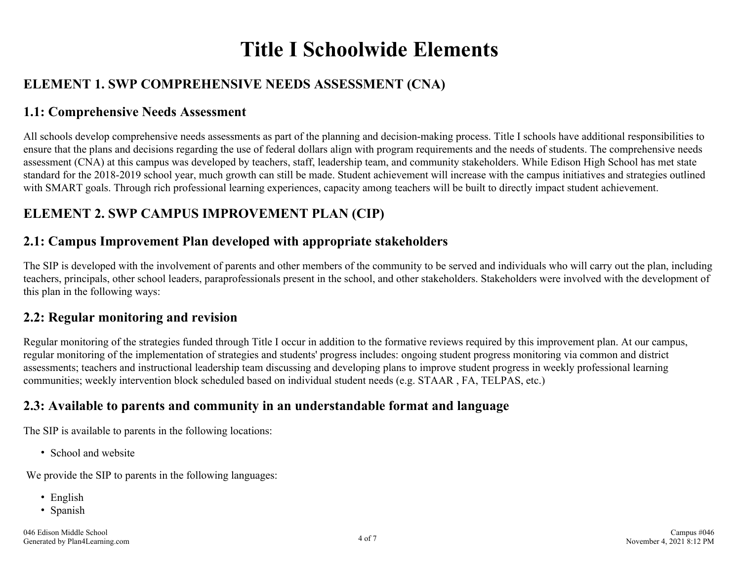# Title I Schoolwide Elements

## ELEMENT 1. SWP COMPREHENSIVE NEEDS ASSESSMENT (CNA)

### 1.1: Comprehensive Needs Assessment

All schools develop comprehensive needs assessments as part of the planning and decision-making process. Title I schools have additional responsibilities to ensure that the plans and decisions regarding the use of federal dollars align with program requirements and the needs of students. The comprehensive needs assessment (CNA) at this campus was developed by teachers, staff, leadership team, and community stakeholders. While Edison High School has met state standard for the 2018-2019 school year, much growth can still be made. Student achievement will increase with the campus initiatives and strategies outlined with SMART goals. Through rich professional learning experiences, capacity among teachers will be built to directly impact student achievement.

## ELEMENT 2. SWP CAMPUS IMPROVEMENT PLAN (CIP)

### 2.1: Campus Improvement Plan developed with appropriate stakeholders

The SIP is developed with the involvement of parents and other members of the community to be served and individuals who will carry out the plan, including teachers, principals, other school leaders, paraprofessionals present in the school, and other stakeholders. Stakeholders were involved with the development of this plan in the following ways:

### 2.2: Regular monitoring and revision

Regular monitoring of the strategies funded through Title I occur in addition to the formative reviews required by this improvement plan. At our campus, regular monitoring of the implementation of strategies and students' progress includes: ongoing student progress monitoring via common and district assessments; teachers and instructional leadership team discussing and developing plans to improve student progress in weekly professional learning communities; weekly intervention block scheduled based on individual student needs (e.g. STAAR , FA, TELPAS, etc.)

### 2.3: Available to parents and community in an understandable format and language

The SIP is available to parents in the following locations:

- School and website

We provide the SIP to parents in the following languages:

- English
- Spanish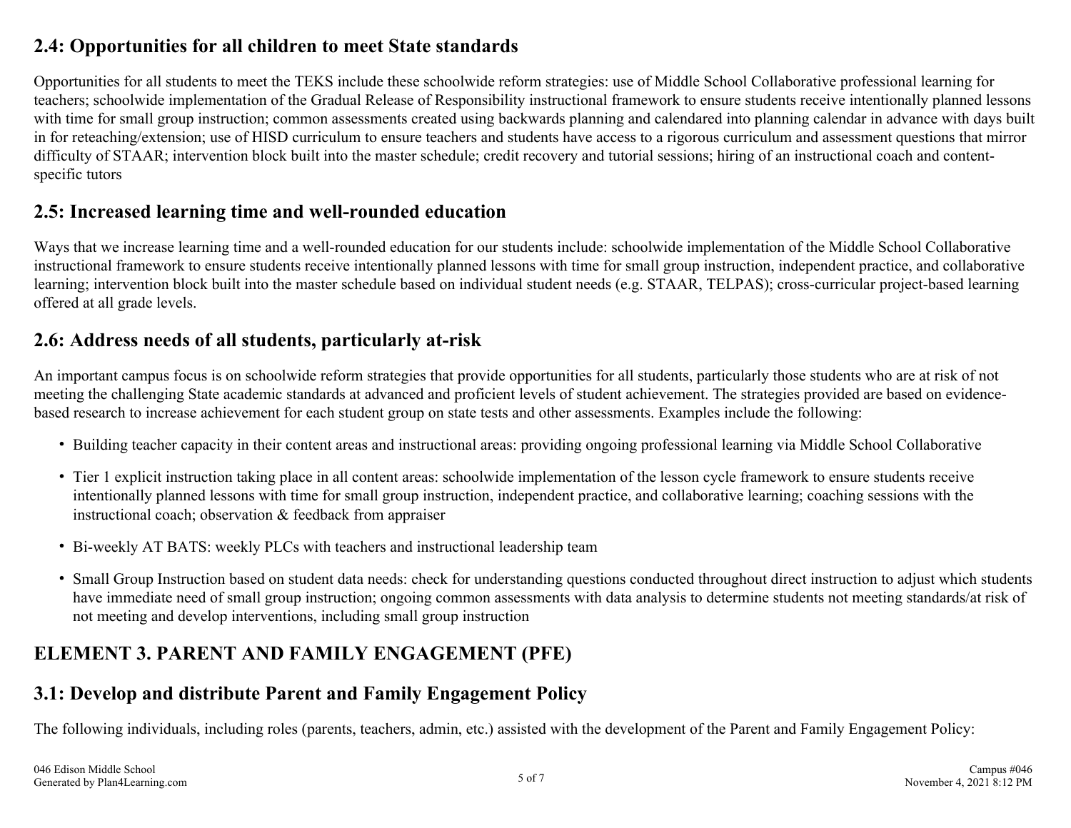## 2.4: Opportunities for all children to meet State standards

Opportunities for all students to meet the TEKS include these schoolwide reform strategies: use of Middle School Collaborative professional learning for teachers; schoolwide implementation of the Gradual Release of Responsibility instructional framework to ensure students receive intentionally planned lessons with time for small group instruction; common assessments created using backwards planning and calendared into planning calendar in advance with days built in for reteaching/extension; use of HISD curriculum to ensure teachers and students have access to a rigorous curriculum and assessment questions that mirror difficulty of STAAR; intervention block built into the master schedule; credit recovery and tutorial sessions; hiring of an instructional coach and content-specific tutors

## 2.5: Increased learning time and well-rounded education

Ways that we increase learning time and a well-rounded education for our students include: schoolwide implementation of the Middle School Collaborative instructional framework to ensure students receive intentionally planned lessons with time for small group instruction, independent practice, and collaborative learning; intervention block built into the master schedule based on individual student needs (e.g. STAAR, TELPAS); cross-curricular project-based learning offered at all grade levels.

## 2.6: Address needs of all students, particularly at-risk

An important campus focus is on schoolwide reform strategies that provide opportunities for all students, particularly those students who are at risk of not meeting the challenging State academic standards at advanced and proficient levels of student achievement. The strategies provided are based on evidence-based research to increase achievement for each student group on state tests and other assessments. Examples include the following:

- Building teacher capacity in their content areas and instructional areas: providing ongoing professional learning via Middle School Collaborative
- Tier 1 explicit instruction taking place in all content areas: schoolwide implementation of the lesson cycle framework to ensure students receive intentionally planned lessons with time for small group instruction, independent practice, and collaborative learning; coaching sessions with the instructional coach; observation & feedback from appraiser
- Bi-weekly AT BATS: weekly PLCs with teachers and instructional leadership team
- Small Group Instruction based on student data needs: check for understanding questions conducted throughout direct instruction to adjust which students have immediate need of small group instruction; ongoing common assessments with data analysis to determine students not meeting standards/at risk of not meeting and develop interventions, including small group instruction

# ELEMENT 3. PARENT AND FAMILY ENGAGEMENT (PFE)

## 3.1: Develop and distribute Parent and Family Engagement Policy

The following individuals, including roles (parents, teachers, admin, etc.) assisted with the development of the Parent and Family Engagement Policy: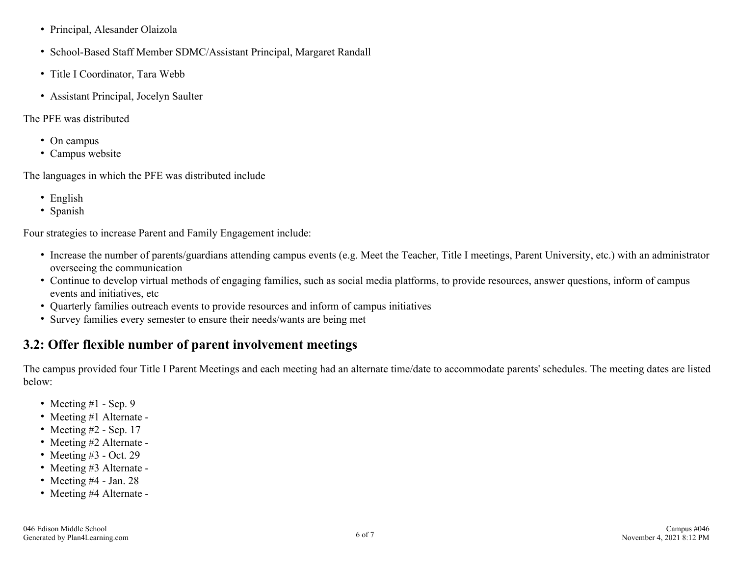- Principal, Alesander Olaizola
- School-Based Staff Member SDMC/Assistant Principal, Margaret Randall
- Title I Coordinator, Tara Webb
- Assistant Principal, Jocelyn Saulter

The PFE was distributed

- On campus
- Campus website

The languages in which the PFE was distributed include

- English
- Spanish

Four strategies to increase Parent and Family Engagement include:

- Increase the number of parents/guardians attending campus events (e.g. Meet the Teacher, Title I meetings, Parent University, etc.) with an administrator overseeing the communication
- Continue to develop virtual methods of engaging families, such as social media platforms, to provide resources, answer questions, inform of campus events and initiatives, etc
- Quarterly families outreach events to provide resources and inform of campus initiatives
- Survey families every semester to ensure their needs/wants are being met

## 3.2: Offer flexible number of parent involvement meetings

The campus provided four Title I Parent Meetings and each meeting had an alternate time/date to accommodate parents' schedules. The meeting dates are listed below:

- Meeting #1 - Sep. 9
- Meeting #1 Alternate -
- Meeting #2 - Sep. 17
- Meeting #2 Alternate -
- Meeting #3 - Oct. 29
- Meeting #3 Alternate -
- Meeting #4 - Jan. 28
- Meeting #4 Alternate -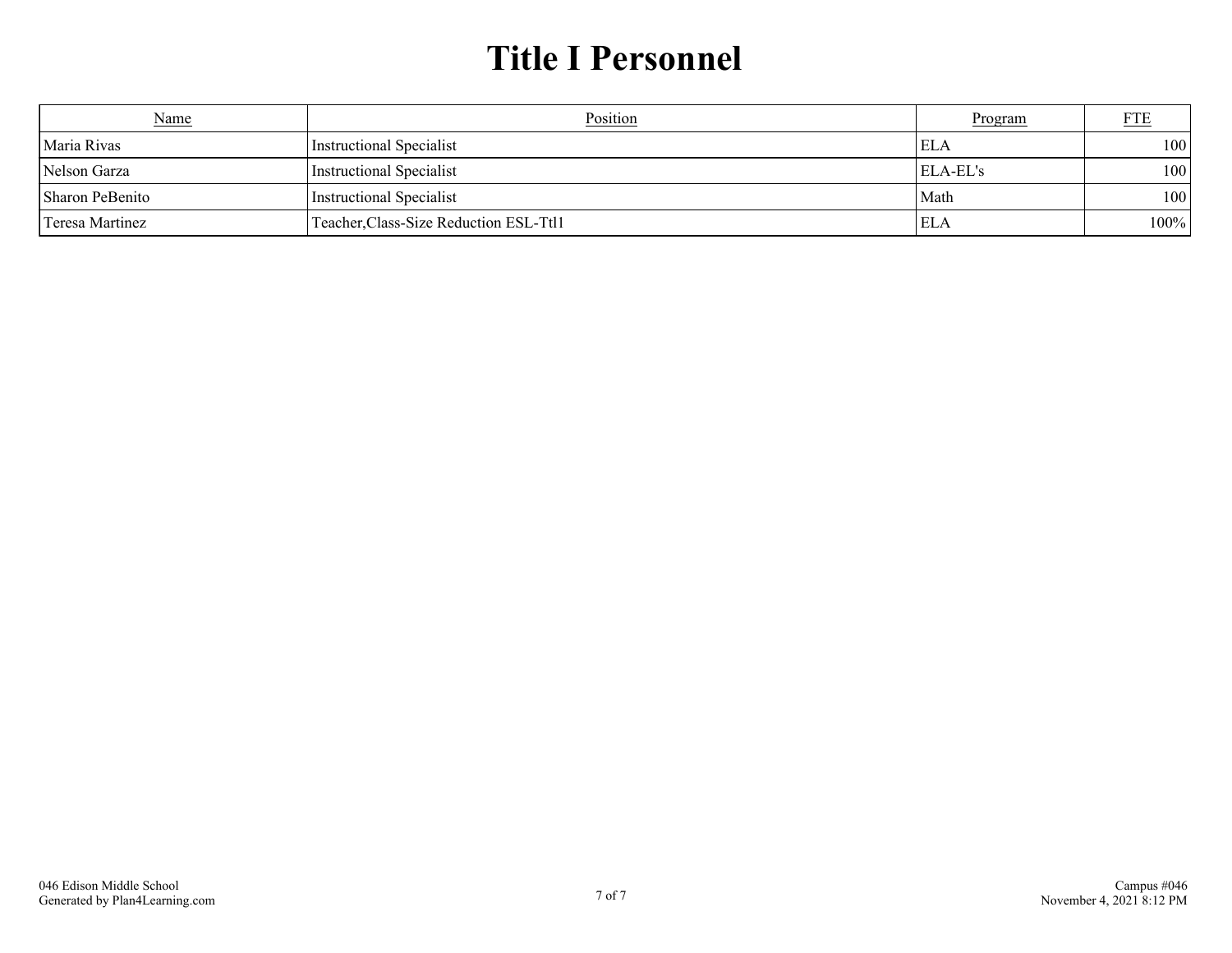# Title I Personnel

| Name | Position | Program | FTE |
|---|---|---|---|
| Maria Rivas | Instructional Specialist | ELA | 100 |
| Nelson Garza | Instructional Specialist | ELA-EL's | 100 |
| Sharon PeBenito | Instructional Specialist | Math | 100 |
| Teresa Martinez | Teacher,Class-Size Reduction ESL-Ttl1 | ELA | 100% |